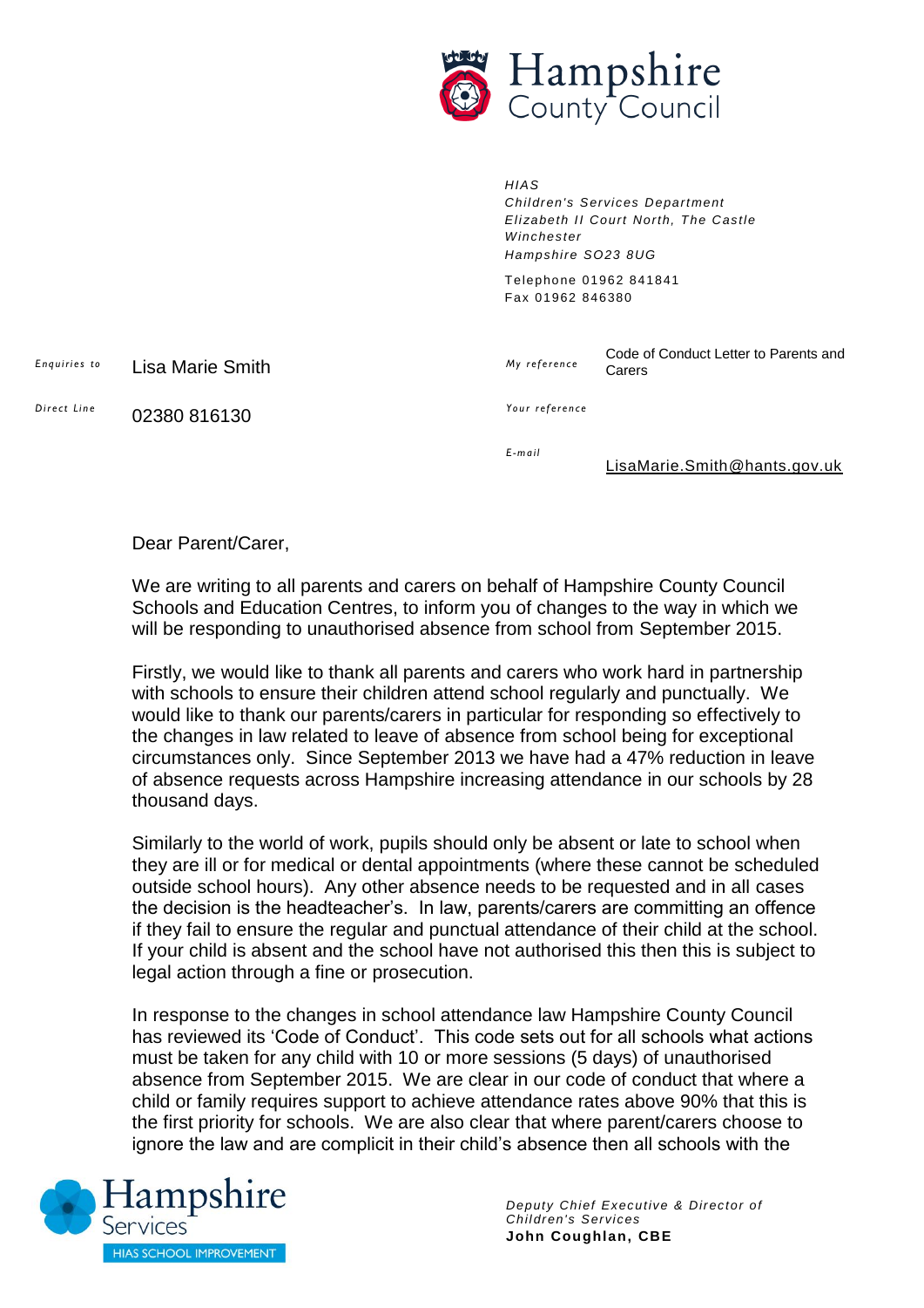Hampshire County Council

*HIAS*
*Children's Services Department*
*Elizabeth II Court North, The Castle*
*Winchester*
*Hampshire SO23 8UG*

Telephone 01962 841841
Fax 01962 846380

| | | | |
|---|---|---|---|
| *Enquiries to* | Lisa Marie Smith | *My reference* | Code of Conduct Letter to Parents and Carers |
| *Direct Line* | 02380 816130 | *Your reference* | |
| | | *E-mail* | LisaMarie.Smith@hants.gov.uk |

Dear Parent/Carer,

We are writing to all parents and carers on behalf of Hampshire County Council Schools and Education Centres, to inform you of changes to the way in which we will be responding to unauthorised absence from school from September 2015.

Firstly, we would like to thank all parents and carers who work hard in partnership with schools to ensure their children attend school regularly and punctually. We would like to thank our parents/carers in particular for responding so effectively to the changes in law related to leave of absence from school being for exceptional circumstances only. Since September 2013 we have had a 47% reduction in leave of absence requests across Hampshire increasing attendance in our schools by 28 thousand days.

Similarly to the world of work, pupils should only be absent or late to school when they are ill or for medical or dental appointments (where these cannot be scheduled outside school hours). Any other absence needs to be requested and in all cases the decision is the headteacher's. In law, parents/carers are committing an offence if they fail to ensure the regular and punctual attendance of their child at the school. If your child is absent and the school have not authorised this then this is subject to legal action through a fine or prosecution.

In response to the changes in school attendance law Hampshire County Council has reviewed its 'Code of Conduct'. This code sets out for all schools what actions must be taken for any child with 10 or more sessions (5 days) of unauthorised absence from September 2015. We are clear in our code of conduct that where a child or family requires support to achieve attendance rates above 90% that this is the first priority for schools. We are also clear that where parent/carers choose to ignore the law and are complicit in their child's absence then all schools with the

Hampshire Services
HIAS SCHOOL IMPROVEMENT

*Deputy Chief Executive & Director of Children's Services*
**John Coughlan, CBE**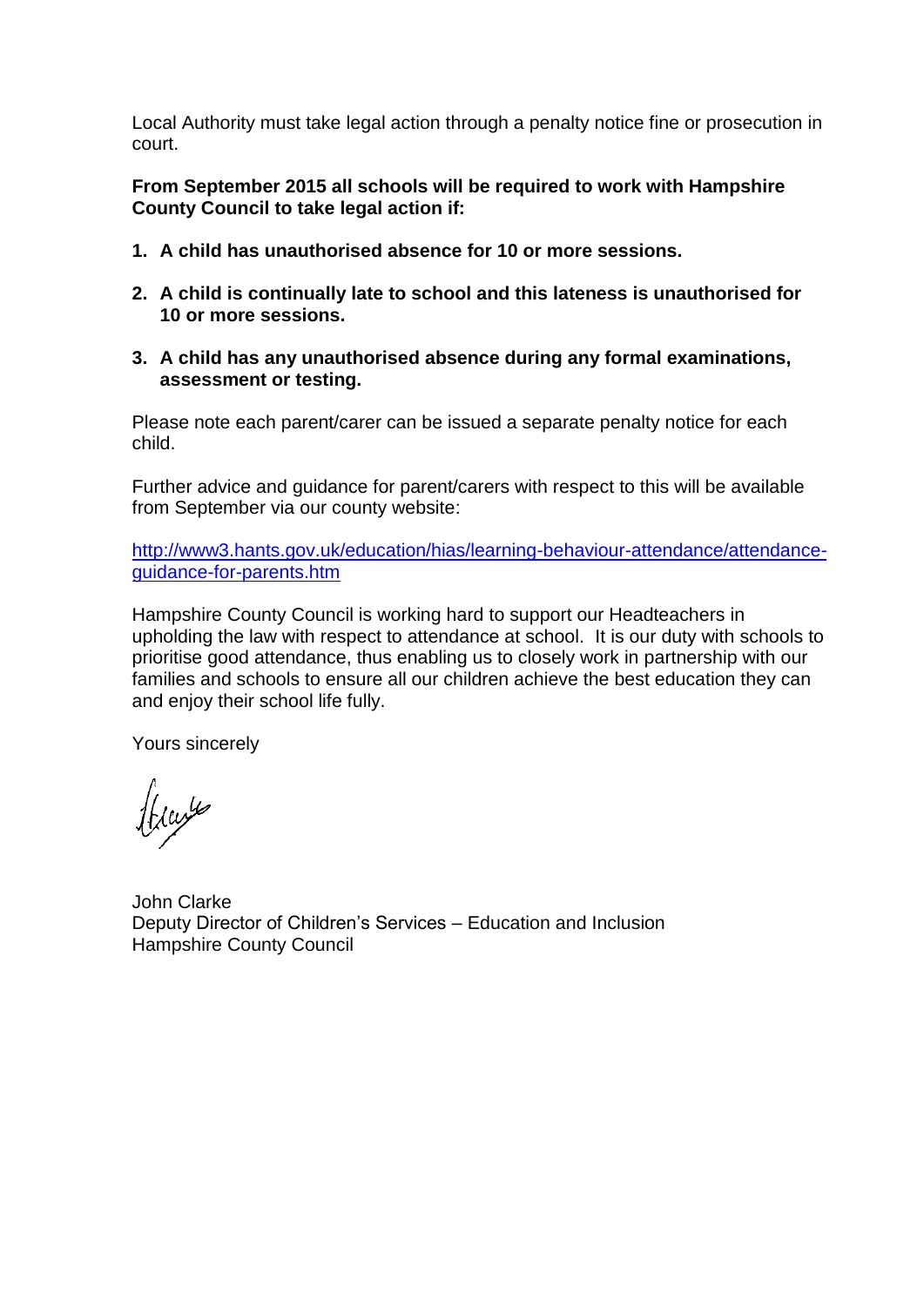Local Authority must take legal action through a penalty notice fine or prosecution in court.

**From September 2015 all schools will be required to work with Hampshire County Council to take legal action if:**

1. **A child has unauthorised absence for 10 or more sessions.**
2. **A child is continually late to school and this lateness is unauthorised for 10 or more sessions.**
3. **A child has any unauthorised absence during any formal examinations, assessment or testing.**

Please note each parent/carer can be issued a separate penalty notice for each child.

Further advice and guidance for parent/carers with respect to this will be available from September via our county website:

[http://www3.hants.gov.uk/education/hias/learning-behaviour-attendance/attendance-guidance-for-parents.htm](http://www3.hants.gov.uk/education/hias/learning-behaviour-attendance/attendance-guidance-for-parents.htm)

Hampshire County Council is working hard to support our Headteachers in upholding the law with respect to attendance at school. It is our duty with schools to prioritise good attendance, thus enabling us to closely work in partnership with our families and schools to ensure all our children achieve the best education they can and enjoy their school life fully.

Yours sincerely

John Clarke
Deputy Director of Children's Services – Education and Inclusion
Hampshire County Council